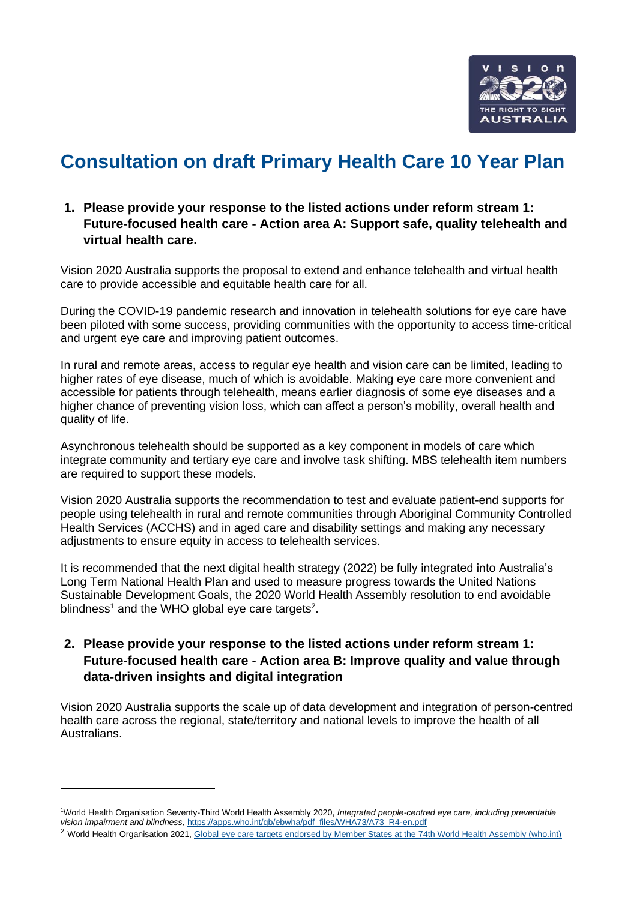# Consultation on draft Primary Health Care 10 Year Plan

1. **Please provide your response to the listed actions under reform stream 1: Future-focused health care - Action area A: Support safe, quality telehealth and virtual health care.**

Vision 2020 Australia supports the proposal to extend and enhance telehealth and virtual health care to provide accessible and equitable health care for all.

During the COVID-19 pandemic research and innovation in telehealth solutions for eye care have been piloted with some success, providing communities with the opportunity to access time-critical and urgent eye care and improving patient outcomes.

In rural and remote areas, access to regular eye health and vision care can be limited, leading to higher rates of eye disease, much of which is avoidable. Making eye care more convenient and accessible for patients through telehealth, means earlier diagnosis of some eye diseases and a higher chance of preventing vision loss, which can affect a person's mobility, overall health and quality of life.

Asynchronous telehealth should be supported as a key component in models of care which integrate community and tertiary eye care and involve task shifting. MBS telehealth item numbers are required to support these models.

Vision 2020 Australia supports the recommendation to test and evaluate patient-end supports for people using telehealth in rural and remote communities through Aboriginal Community Controlled Health Services (ACCHS) and in aged care and disability settings and making any necessary adjustments to ensure equity in access to telehealth services.

It is recommended that the next digital health strategy (2022) be fully integrated into Australia's Long Term National Health Plan and used to measure progress towards the United Nations Sustainable Development Goals, the 2020 World Health Assembly resolution to end avoidable blindness[1] and the WHO global eye care targets[2].

2. **Please provide your response to the listed actions under reform stream 1: Future-focused health care - Action area B: Improve quality and value through data-driven insights and digital integration**

Vision 2020 Australia supports the scale up of data development and integration of person-centred health care across the regional, state/territory and national levels to improve the health of all Australians.

---

[1] World Health Organisation Seventy-Third World Health Assembly 2020, *Integrated people-centred eye care, including preventable vision impairment and blindness*, https://apps.who.int/gb/ebwha/pdf_files/WHA73/A73_R4-en.pdf

[2] World Health Organisation 2021, Global eye care targets endorsed by Member States at the 74th World Health Assembly (who.int)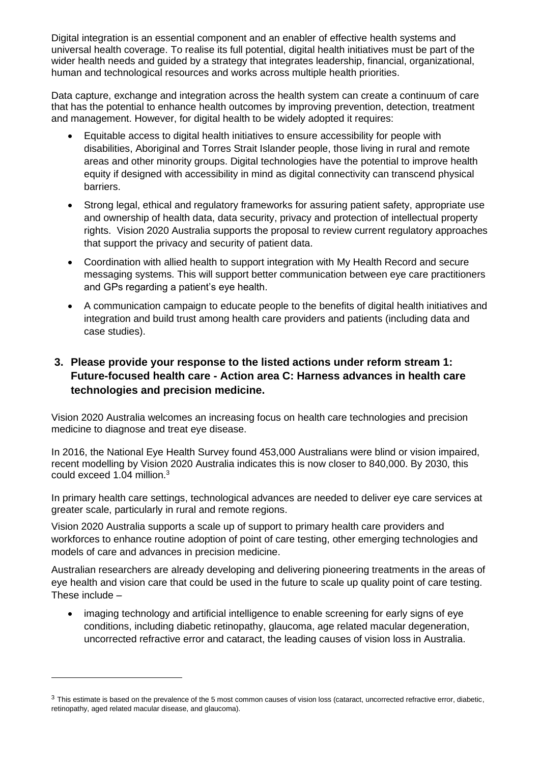Digital integration is an essential component and an enabler of effective health systems and universal health coverage. To realise its full potential, digital health initiatives must be part of the wider health needs and guided by a strategy that integrates leadership, financial, organizational, human and technological resources and works across multiple health priorities.

Data capture, exchange and integration across the health system can create a continuum of care that has the potential to enhance health outcomes by improving prevention, detection, treatment and management. However, for digital health to be widely adopted it requires:

- Equitable access to digital health initiatives to ensure accessibility for people with disabilities, Aboriginal and Torres Strait Islander people, those living in rural and remote areas and other minority groups. Digital technologies have the potential to improve health equity if designed with accessibility in mind as digital connectivity can transcend physical barriers.
- Strong legal, ethical and regulatory frameworks for assuring patient safety, appropriate use and ownership of health data, data security, privacy and protection of intellectual property rights. Vision 2020 Australia supports the proposal to review current regulatory approaches that support the privacy and security of patient data.
- Coordination with allied health to support integration with My Health Record and secure messaging systems. This will support better communication between eye care practitioners and GPs regarding a patient's eye health.
- A communication campaign to educate people to the benefits of digital health initiatives and integration and build trust among health care providers and patients (including data and case studies).

### 3. Please provide your response to the listed actions under reform stream 1: Future-focused health care - Action area C: Harness advances in health care technologies and precision medicine.

Vision 2020 Australia welcomes an increasing focus on health care technologies and precision medicine to diagnose and treat eye disease.

In 2016, the National Eye Health Survey found 453,000 Australians were blind or vision impaired, recent modelling by Vision 2020 Australia indicates this is now closer to 840,000. By 2030, this could exceed 1.04 million.[3]

In primary health care settings, technological advances are needed to deliver eye care services at greater scale, particularly in rural and remote regions.

Vision 2020 Australia supports a scale up of support to primary health care providers and workforces to enhance routine adoption of point of care testing, other emerging technologies and models of care and advances in precision medicine.

Australian researchers are already developing and delivering pioneering treatments in the areas of eye health and vision care that could be used in the future to scale up quality point of care testing. These include –

- imaging technology and artificial intelligence to enable screening for early signs of eye conditions, including diabetic retinopathy, glaucoma, age related macular degeneration, uncorrected refractive error and cataract, the leading causes of vision loss in Australia.

---

[3] This estimate is based on the prevalence of the 5 most common causes of vision loss (cataract, uncorrected refractive error, diabetic, retinopathy, aged related macular disease, and glaucoma).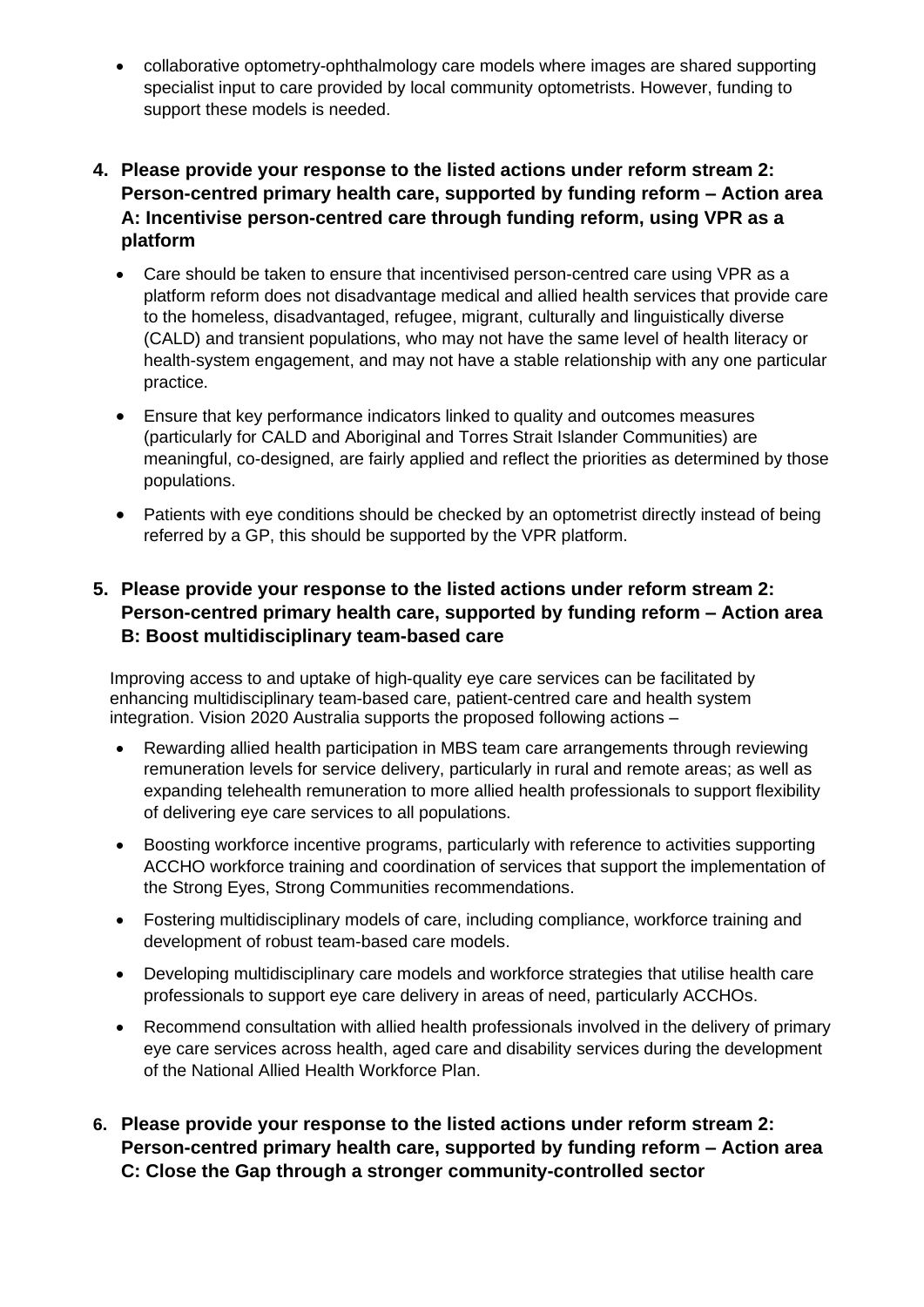- collaborative optometry-ophthalmology care models where images are shared supporting specialist input to care provided by local community optometrists. However, funding to support these models is needed.

4. **Please provide your response to the listed actions under reform stream 2: Person-centred primary health care, supported by funding reform – Action area A: Incentivise person-centred care through funding reform, using VPR as a platform**

- Care should be taken to ensure that incentivised person-centred care using VPR as a platform reform does not disadvantage medical and allied health services that provide care to the homeless, disadvantaged, refugee, migrant, culturally and linguistically diverse (CALD) and transient populations, who may not have the same level of health literacy or health-system engagement, and may not have a stable relationship with any one particular practice.
- Ensure that key performance indicators linked to quality and outcomes measures (particularly for CALD and Aboriginal and Torres Strait Islander Communities) are meaningful, co-designed, are fairly applied and reflect the priorities as determined by those populations.
- Patients with eye conditions should be checked by an optometrist directly instead of being referred by a GP, this should be supported by the VPR platform.

5. **Please provide your response to the listed actions under reform stream 2: Person-centred primary health care, supported by funding reform – Action area B: Boost multidisciplinary team-based care**

Improving access to and uptake of high-quality eye care services can be facilitated by enhancing multidisciplinary team-based care, patient-centred care and health system integration. Vision 2020 Australia supports the proposed following actions –

- Rewarding allied health participation in MBS team care arrangements through reviewing remuneration levels for service delivery, particularly in rural and remote areas; as well as expanding telehealth remuneration to more allied health professionals to support flexibility of delivering eye care services to all populations.
- Boosting workforce incentive programs, particularly with reference to activities supporting ACCHO workforce training and coordination of services that support the implementation of the Strong Eyes, Strong Communities recommendations.
- Fostering multidisciplinary models of care, including compliance, workforce training and development of robust team-based care models.
- Developing multidisciplinary care models and workforce strategies that utilise health care professionals to support eye care delivery in areas of need, particularly ACCHOs.
- Recommend consultation with allied health professionals involved in the delivery of primary eye care services across health, aged care and disability services during the development of the National Allied Health Workforce Plan.

6. **Please provide your response to the listed actions under reform stream 2: Person-centred primary health care, supported by funding reform – Action area C: Close the Gap through a stronger community-controlled sector**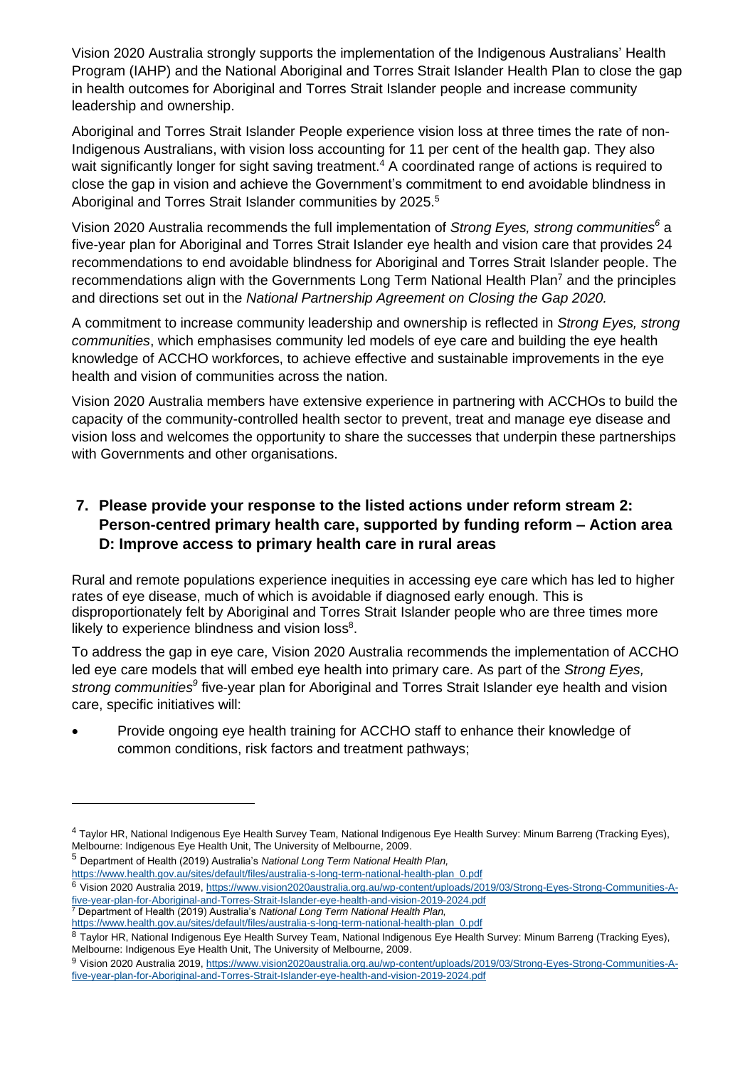Vision 2020 Australia strongly supports the implementation of the Indigenous Australians' Health Program (IAHP) and the National Aboriginal and Torres Strait Islander Health Plan to close the gap in health outcomes for Aboriginal and Torres Strait Islander people and increase community leadership and ownership.

Aboriginal and Torres Strait Islander People experience vision loss at three times the rate of non-Indigenous Australians, with vision loss accounting for 11 per cent of the health gap. They also wait significantly longer for sight saving treatment.[4] A coordinated range of actions is required to close the gap in vision and achieve the Government's commitment to end avoidable blindness in Aboriginal and Torres Strait Islander communities by 2025.[5]

Vision 2020 Australia recommends the full implementation of *Strong Eyes, strong communities*[6] a five-year plan for Aboriginal and Torres Strait Islander eye health and vision care that provides 24 recommendations to end avoidable blindness for Aboriginal and Torres Strait Islander people. The recommendations align with the Governments Long Term National Health Plan[7] and the principles and directions set out in the *National Partnership Agreement on Closing the Gap 2020.*

A commitment to increase community leadership and ownership is reflected in *Strong Eyes, strong communities*, which emphasises community led models of eye care and building the eye health knowledge of ACCHO workforces, to achieve effective and sustainable improvements in the eye health and vision of communities across the nation.

Vision 2020 Australia members have extensive experience in partnering with ACCHOs to build the capacity of the community-controlled health sector to prevent, treat and manage eye disease and vision loss and welcomes the opportunity to share the successes that underpin these partnerships with Governments and other organisations.

### 7. Please provide your response to the listed actions under reform stream 2: Person-centred primary health care, supported by funding reform – Action area D: Improve access to primary health care in rural areas

Rural and remote populations experience inequities in accessing eye care which has led to higher rates of eye disease, much of which is avoidable if diagnosed early enough. This is disproportionately felt by Aboriginal and Torres Strait Islander people who are three times more likely to experience blindness and vision loss[8].

To address the gap in eye care, Vision 2020 Australia recommends the implementation of ACCHO led eye care models that will embed eye health into primary care. As part of the *Strong Eyes, strong communities*[9] five-year plan for Aboriginal and Torres Strait Islander eye health and vision care, specific initiatives will:

- Provide ongoing eye health training for ACCHO staff to enhance their knowledge of common conditions, risk factors and treatment pathways;

---

[4] Taylor HR, National Indigenous Eye Health Survey Team, National Indigenous Eye Health Survey: Minum Barreng (Tracking Eyes), Melbourne: Indigenous Eye Health Unit, The University of Melbourne, 2009.

[5] Department of Health (2019) Australia's *National Long Term National Health Plan,* https://www.health.gov.au/sites/default/files/australia-s-long-term-national-health-plan_0.pdf

[6] Vision 2020 Australia 2019, https://www.vision2020australia.org.au/wp-content/uploads/2019/03/Strong-Eyes-Strong-Communities-A-five-year-plan-for-Aboriginal-and-Torres-Strait-Islander-eye-health-and-vision-2019-2024.pdf

[7] Department of Health (2019) Australia's *National Long Term National Health Plan,* https://www.health.gov.au/sites/default/files/australia-s-long-term-national-health-plan_0.pdf

[8] Taylor HR, National Indigenous Eye Health Survey Team, National Indigenous Eye Health Survey: Minum Barreng (Tracking Eyes), Melbourne: Indigenous Eye Health Unit, The University of Melbourne, 2009.

[9] Vision 2020 Australia 2019, https://www.vision2020australia.org.au/wp-content/uploads/2019/03/Strong-Eyes-Strong-Communities-A-five-year-plan-for-Aboriginal-and-Torres-Strait-Islander-eye-health-and-vision-2019-2024.pdf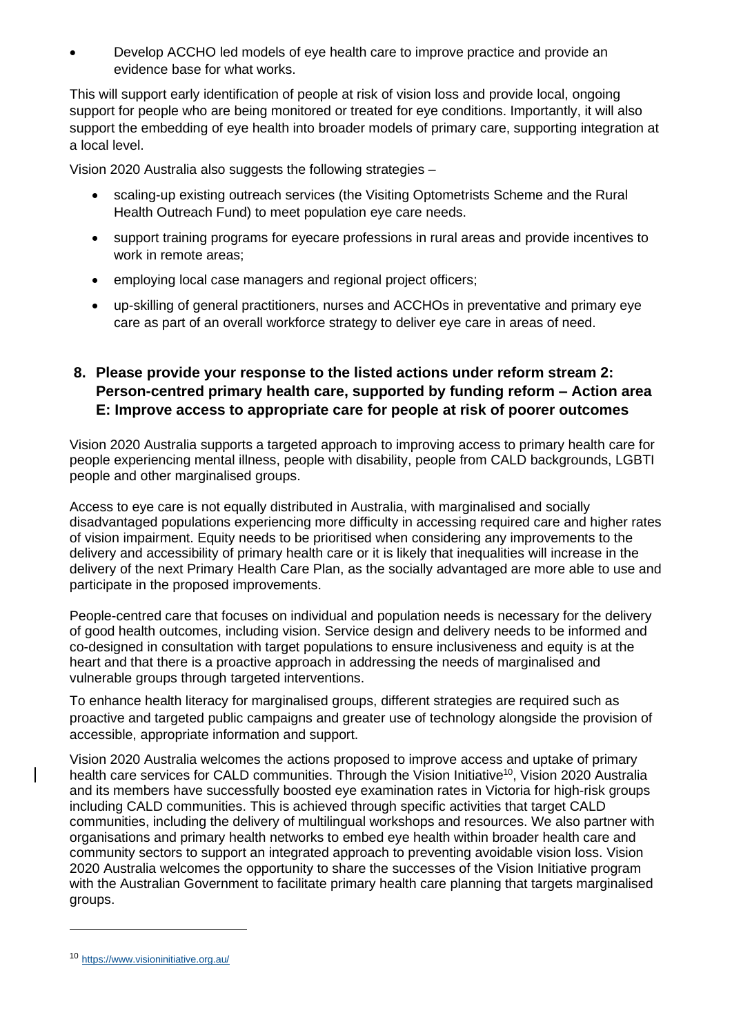- Develop ACCHO led models of eye health care to improve practice and provide an evidence base for what works.

This will support early identification of people at risk of vision loss and provide local, ongoing support for people who are being monitored or treated for eye conditions. Importantly, it will also support the embedding of eye health into broader models of primary care, supporting integration at a local level.

Vision 2020 Australia also suggests the following strategies –

- scaling-up existing outreach services (the Visiting Optometrists Scheme and the Rural Health Outreach Fund) to meet population eye care needs.
- support training programs for eyecare professions in rural areas and provide incentives to work in remote areas;
- employing local case managers and regional project officers;
- up-skilling of general practitioners, nurses and ACCHOs in preventative and primary eye care as part of an overall workforce strategy to deliver eye care in areas of need.

## 8. Please provide your response to the listed actions under reform stream 2: Person-centred primary health care, supported by funding reform – Action area E: Improve access to appropriate care for people at risk of poorer outcomes

Vision 2020 Australia supports a targeted approach to improving access to primary health care for people experiencing mental illness, people with disability, people from CALD backgrounds, LGBTI people and other marginalised groups.

Access to eye care is not equally distributed in Australia, with marginalised and socially disadvantaged populations experiencing more difficulty in accessing required care and higher rates of vision impairment. Equity needs to be prioritised when considering any improvements to the delivery and accessibility of primary health care or it is likely that inequalities will increase in the delivery of the next Primary Health Care Plan, as the socially advantaged are more able to use and participate in the proposed improvements.

People-centred care that focuses on individual and population needs is necessary for the delivery of good health outcomes, including vision. Service design and delivery needs to be informed and co-designed in consultation with target populations to ensure inclusiveness and equity is at the heart and that there is a proactive approach in addressing the needs of marginalised and vulnerable groups through targeted interventions.

To enhance health literacy for marginalised groups, different strategies are required such as proactive and targeted public campaigns and greater use of technology alongside the provision of accessible, appropriate information and support.

Vision 2020 Australia welcomes the actions proposed to improve access and uptake of primary health care services for CALD communities. Through the Vision Initiative[10], Vision 2020 Australia and its members have successfully boosted eye examination rates in Victoria for high-risk groups including CALD communities. This is achieved through specific activities that target CALD communities, including the delivery of multilingual workshops and resources. We also partner with organisations and primary health networks to embed eye health within broader health care and community sectors to support an integrated approach to preventing avoidable vision loss. Vision 2020 Australia welcomes the opportunity to share the successes of the Vision Initiative program with the Australian Government to facilitate primary health care planning that targets marginalised groups.

[10] https://www.visioninitiative.org.au/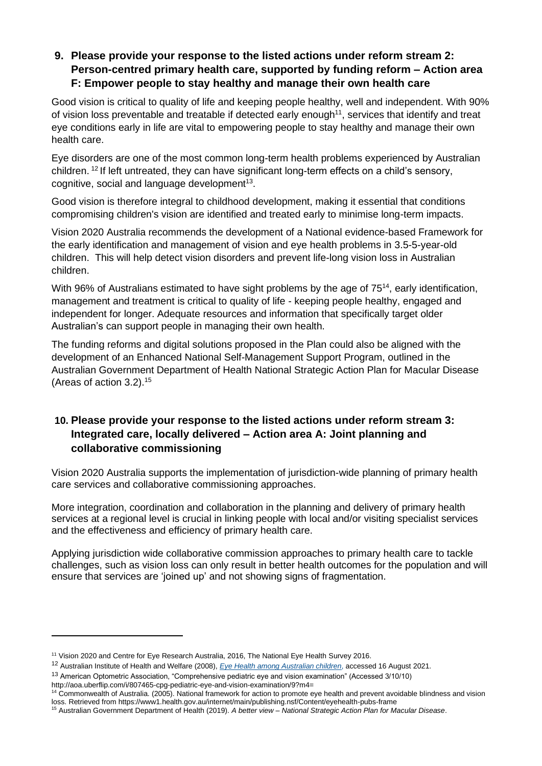## 9. Please provide your response to the listed actions under reform stream 2: Person-centred primary health care, supported by funding reform – Action area F: Empower people to stay healthy and manage their own health care

Good vision is critical to quality of life and keeping people healthy, well and independent. With 90% of vision loss preventable and treatable if detected early enough[11], services that identify and treat eye conditions early in life are vital to empowering people to stay healthy and manage their own health care.

Eye disorders are one of the most common long-term health problems experienced by Australian children. [12] If left untreated, they can have significant long-term effects on a child's sensory, cognitive, social and language development[13].

Good vision is therefore integral to childhood development, making it essential that conditions compromising children's vision are identified and treated early to minimise long-term impacts.

Vision 2020 Australia recommends the development of a National evidence-based Framework for the early identification and management of vision and eye health problems in 3.5-5-year-old children. This will help detect vision disorders and prevent life-long vision loss in Australian children.

With 96% of Australians estimated to have sight problems by the age of 75[14], early identification, management and treatment is critical to quality of life - keeping people healthy, engaged and independent for longer. Adequate resources and information that specifically target older Australian's can support people in managing their own health.

The funding reforms and digital solutions proposed in the Plan could also be aligned with the development of an Enhanced National Self-Management Support Program, outlined in the Australian Government Department of Health National Strategic Action Plan for Macular Disease (Areas of action 3.2).[15]

## 10. Please provide your response to the listed actions under reform stream 3: Integrated care, locally delivered – Action area A: Joint planning and collaborative commissioning

Vision 2020 Australia supports the implementation of jurisdiction-wide planning of primary health care services and collaborative commissioning approaches.

More integration, coordination and collaboration in the planning and delivery of primary health services at a regional level is crucial in linking people with local and/or visiting specialist services and the effectiveness and efficiency of primary health care.

Applying jurisdiction wide collaborative commission approaches to primary health care to tackle challenges, such as vision loss can only result in better health outcomes for the population and will ensure that services are 'joined up' and not showing signs of fragmentation.

---

[11] Vision 2020 and Centre for Eye Research Australia, 2016, The National Eye Health Survey 2016.

[12] Australian Institute of Health and Welfare (2008), *Eye Health among Australian children*, accessed 16 August 2021.

[13] American Optometric Association, "Comprehensive pediatric eye and vision examination" (Accessed 3/10/10) http://aoa.uberflip.com/i/807465-cpg-pediatric-eye-and-vision-examination/9?m4=

[14] Commonwealth of Australia. (2005). National framework for action to promote eye health and prevent avoidable blindness and vision loss. Retrieved from https://www1.health.gov.au/internet/main/publishing.nsf/Content/eyehealth-pubs-frame

[15] Australian Government Department of Health (2019). *A better view – National Strategic Action Plan for Macular Disease*.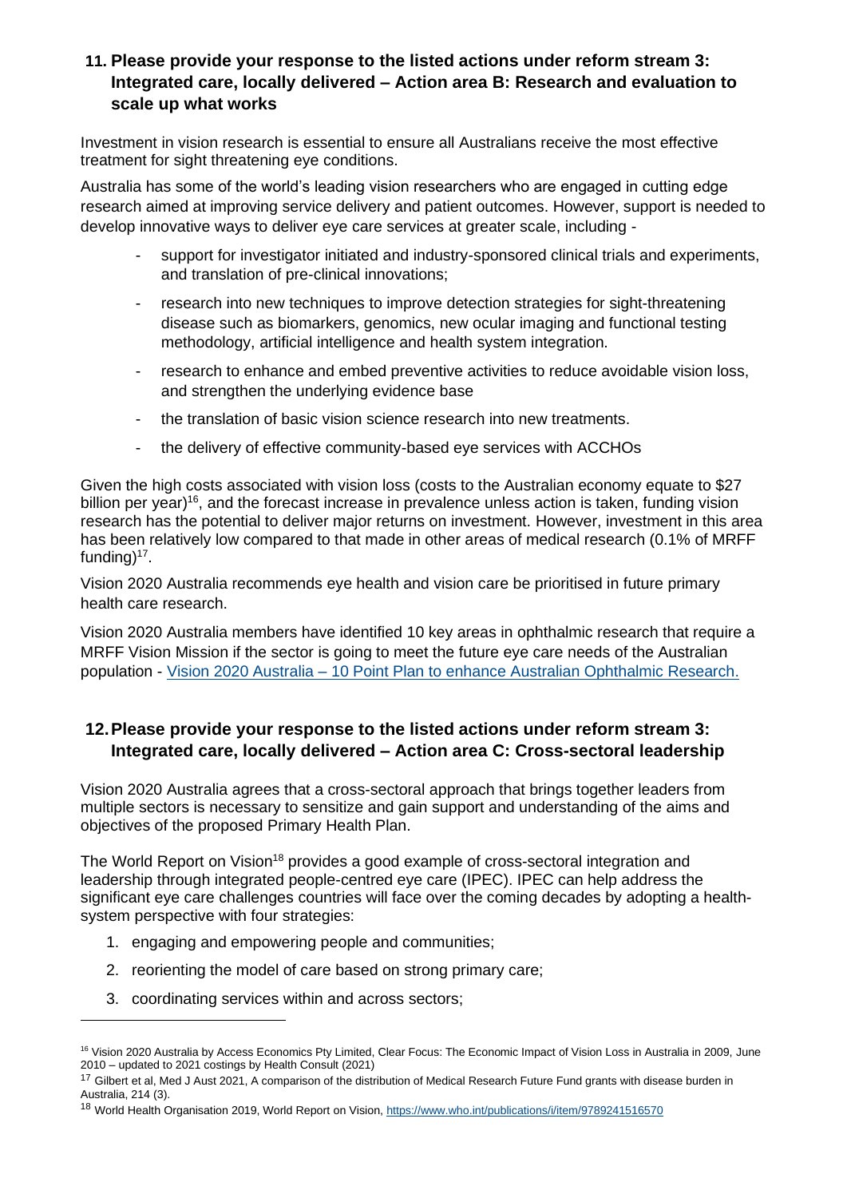## 11. Please provide your response to the listed actions under reform stream 3: Integrated care, locally delivered – Action area B: Research and evaluation to scale up what works

Investment in vision research is essential to ensure all Australians receive the most effective treatment for sight threatening eye conditions.

Australia has some of the world's leading vision researchers who are engaged in cutting edge research aimed at improving service delivery and patient outcomes. However, support is needed to develop innovative ways to deliver eye care services at greater scale, including -

- support for investigator initiated and industry-sponsored clinical trials and experiments, and translation of pre-clinical innovations;
- research into new techniques to improve detection strategies for sight-threatening disease such as biomarkers, genomics, new ocular imaging and functional testing methodology, artificial intelligence and health system integration.
- research to enhance and embed preventive activities to reduce avoidable vision loss, and strengthen the underlying evidence base
- the translation of basic vision science research into new treatments.
- the delivery of effective community-based eye services with ACCHOs

Given the high costs associated with vision loss (costs to the Australian economy equate to $27 billion per year)[16], and the forecast increase in prevalence unless action is taken, funding vision research has the potential to deliver major returns on investment. However, investment in this area has been relatively low compared to that made in other areas of medical research (0.1% of MRFF funding)[17].

Vision 2020 Australia recommends eye health and vision care be prioritised in future primary health care research.

Vision 2020 Australia members have identified 10 key areas in ophthalmic research that require a MRFF Vision Mission if the sector is going to meet the future eye care needs of the Australian population - [Vision 2020 Australia – 10 Point Plan to enhance Australian Ophthalmic Research.]

## 12. Please provide your response to the listed actions under reform stream 3: Integrated care, locally delivered – Action area C: Cross-sectoral leadership

Vision 2020 Australia agrees that a cross-sectoral approach that brings together leaders from multiple sectors is necessary to sensitize and gain support and understanding of the aims and objectives of the proposed Primary Health Plan.

The World Report on Vision[18] provides a good example of cross-sectoral integration and leadership through integrated people-centred eye care (IPEC). IPEC can help address the significant eye care challenges countries will face over the coming decades by adopting a health-system perspective with four strategies:

1. engaging and empowering people and communities;
2. reorienting the model of care based on strong primary care;
3. coordinating services within and across sectors;

---

[16] Vision 2020 Australia by Access Economics Pty Limited, Clear Focus: The Economic Impact of Vision Loss in Australia in 2009, June 2010 – updated to 2021 costings by Health Consult (2021)

[17] Gilbert et al, Med J Aust 2021, A comparison of the distribution of Medical Research Future Fund grants with disease burden in Australia, 214 (3).

[18] World Health Organisation 2019, World Report on Vision, https://www.who.int/publications/i/item/9789241516570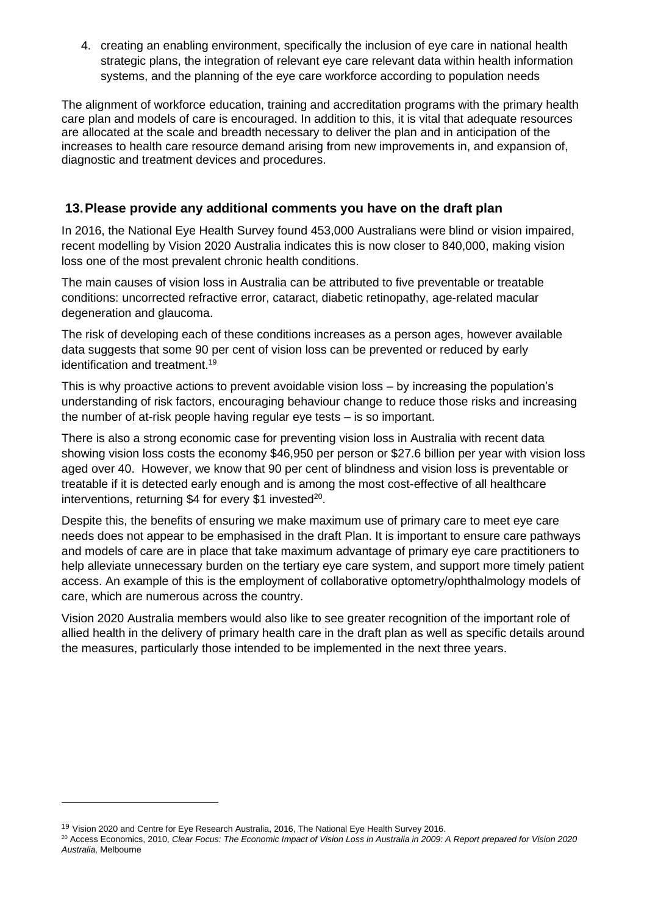4. creating an enabling environment, specifically the inclusion of eye care in national health strategic plans, the integration of relevant eye care relevant data within health information systems, and the planning of the eye care workforce according to population needs

The alignment of workforce education, training and accreditation programs with the primary health care plan and models of care is encouraged. In addition to this, it is vital that adequate resources are allocated at the scale and breadth necessary to deliver the plan and in anticipation of the increases to health care resource demand arising from new improvements in, and expansion of, diagnostic and treatment devices and procedures.

## 13. Please provide any additional comments you have on the draft plan

In 2016, the National Eye Health Survey found 453,000 Australians were blind or vision impaired, recent modelling by Vision 2020 Australia indicates this is now closer to 840,000, making vision loss one of the most prevalent chronic health conditions.

The main causes of vision loss in Australia can be attributed to five preventable or treatable conditions: uncorrected refractive error, cataract, diabetic retinopathy, age-related macular degeneration and glaucoma.

The risk of developing each of these conditions increases as a person ages, however available data suggests that some 90 per cent of vision loss can be prevented or reduced by early identification and treatment.[19]

This is why proactive actions to prevent avoidable vision loss – by increasing the population's understanding of risk factors, encouraging behaviour change to reduce those risks and increasing the number of at-risk people having regular eye tests – is so important.

There is also a strong economic case for preventing vision loss in Australia with recent data showing vision loss costs the economy $46,950 per person or $27.6 billion per year with vision loss aged over 40. However, we know that 90 per cent of blindness and vision loss is preventable or treatable if it is detected early enough and is among the most cost-effective of all healthcare interventions, returning $4 for every $1 invested[20].

Despite this, the benefits of ensuring we make maximum use of primary care to meet eye care needs does not appear to be emphasised in the draft Plan. It is important to ensure care pathways and models of care are in place that take maximum advantage of primary eye care practitioners to help alleviate unnecessary burden on the tertiary eye care system, and support more timely patient access. An example of this is the employment of collaborative optometry/ophthalmology models of care, which are numerous across the country.

Vision 2020 Australia members would also like to see greater recognition of the important role of allied health in the delivery of primary health care in the draft plan as well as specific details around the measures, particularly those intended to be implemented in the next three years.

---

[19] Vision 2020 and Centre for Eye Research Australia, 2016, The National Eye Health Survey 2016.

[20] Access Economics, 2010, *Clear Focus: The Economic Impact of Vision Loss in Australia in 2009: A Report prepared for Vision 2020 Australia,* Melbourne